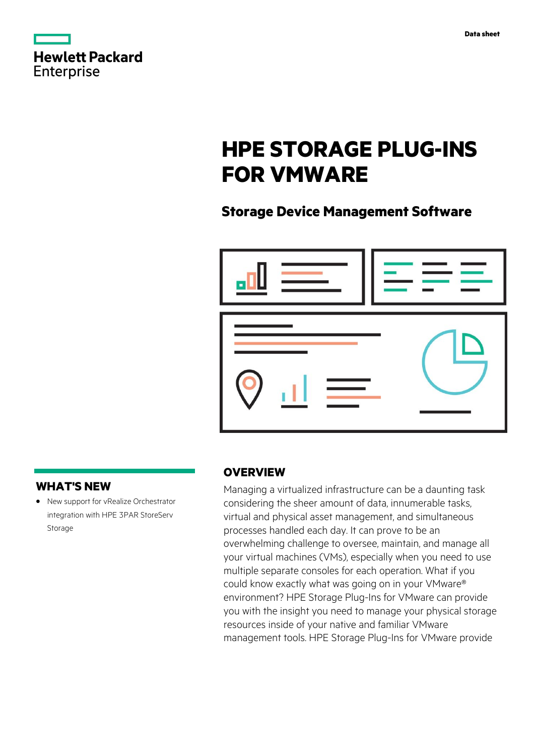Hewlett Packard Enterprise

Data sheet

# HPE STORAGE PLUG-INS FOR VMWARE

## Storage Device Management Software

## OVERVIEW

Managing a virtualized infrastructure can be a daunting task considering the sheer amount of data, innumerable tasks, virtual and physical asset management, and simultaneous processes handled each day. It can prove to be an overwhelming challenge to oversee, maintain, and manage all your virtual machines (VMs), especially when you need to use multiple separate consoles for each operation. What if you could know exactly what was going on in your VMware® environment? HPE Storage Plug-Ins for VMware can provide you with the insight you need to manage your physical storage resources inside of your native and familiar VMware management tools. HPE Storage Plug-Ins for VMware provide

## WHAT'S NEW

- New support for vRealize Orchestrator integration with HPE 3PAR StoreServ Storage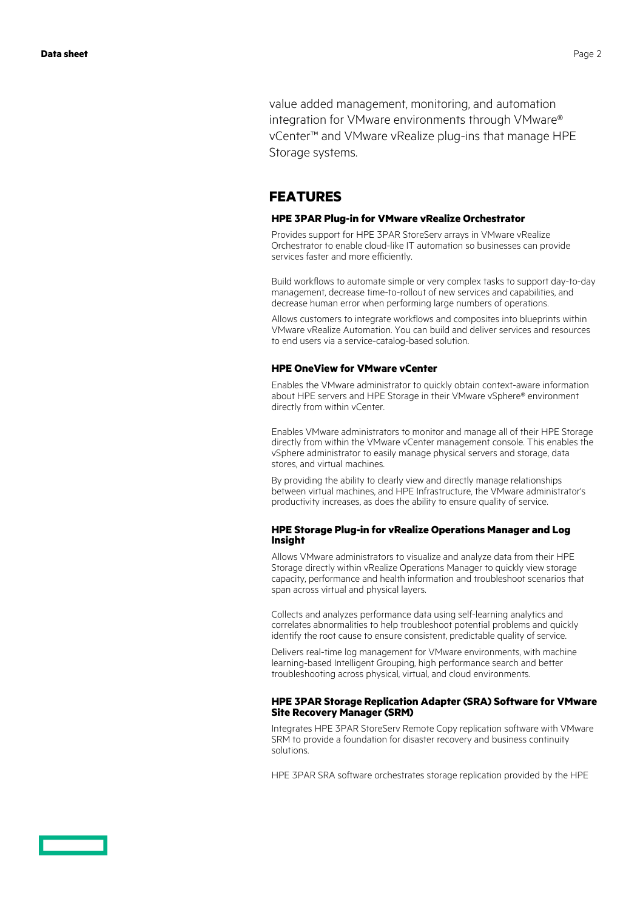value added management, monitoring, and automation integration for VMware environments through VMware® vCenter™ and VMware vRealize plug-ins that manage HPE Storage systems.

## FEATURES

### HPE 3PAR Plug-in for VMware vRealize Orchestrator

Provides support for HPE 3PAR StoreServ arrays in VMware vRealize Orchestrator to enable cloud-like IT automation so businesses can provide services faster and more efficiently.

Build workflows to automate simple or very complex tasks to support day-to-day management, decrease time-to-rollout of new services and capabilities, and decrease human error when performing large numbers of operations.

Allows customers to integrate workflows and composites into blueprints within VMware vRealize Automation. You can build and deliver services and resources to end users via a service-catalog-based solution.

### HPE OneView for VMware vCenter

Enables the VMware administrator to quickly obtain context-aware information about HPE servers and HPE Storage in their VMware vSphere® environment directly from within vCenter.

Enables VMware administrators to monitor and manage all of their HPE Storage directly from within the VMware vCenter management console. This enables the vSphere administrator to easily manage physical servers and storage, data stores, and virtual machines.

By providing the ability to clearly view and directly manage relationships between virtual machines, and HPE Infrastructure, the VMware administrator's productivity increases, as does the ability to ensure quality of service.

### HPE Storage Plug-in for vRealize Operations Manager and Log Insight

Allows VMware administrators to visualize and analyze data from their HPE Storage directly within vRealize Operations Manager to quickly view storage capacity, performance and health information and troubleshoot scenarios that span across virtual and physical layers.

Collects and analyzes performance data using self-learning analytics and correlates abnormalities to help troubleshoot potential problems and quickly identify the root cause to ensure consistent, predictable quality of service.

Delivers real-time log management for VMware environments, with machine learning-based Intelligent Grouping, high performance search and better troubleshooting across physical, virtual, and cloud environments.

### HPE 3PAR Storage Replication Adapter (SRA) Software for VMware Site Recovery Manager (SRM)

Integrates HPE 3PAR StoreServ Remote Copy replication software with VMware SRM to provide a foundation for disaster recovery and business continuity solutions.

HPE 3PAR SRA software orchestrates storage replication provided by the HPE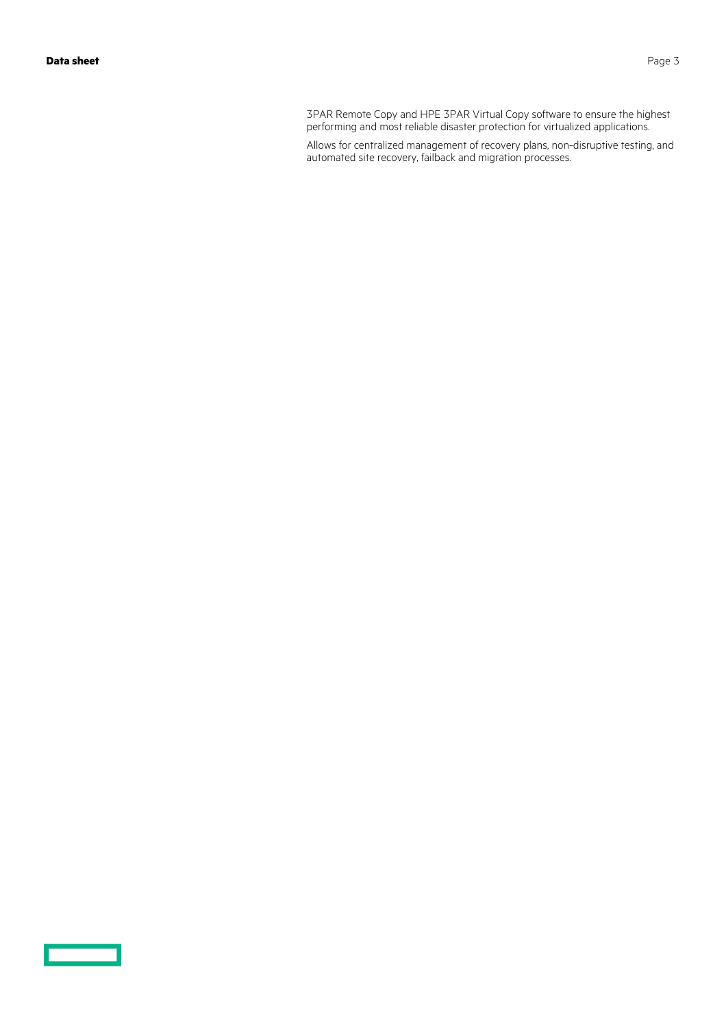3PAR Remote Copy and HPE 3PAR Virtual Copy software to ensure the highest performing and most reliable disaster protection for virtualized applications.

Allows for centralized management of recovery plans, non-disruptive testing, and automated site recovery, failback and migration processes.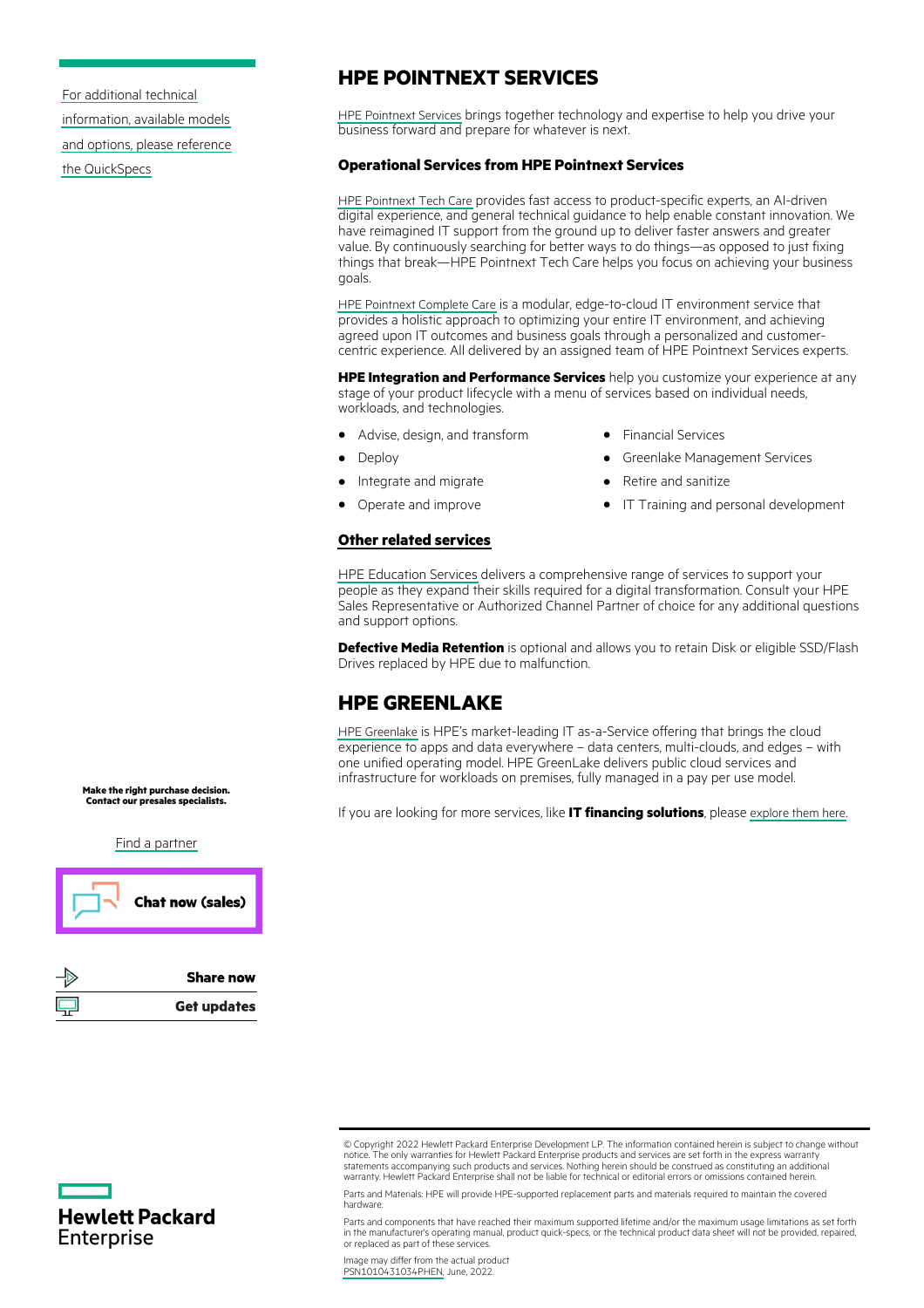For additional technical information, available models and options, please reference the QuickSpecs

# HPE POINTNEXT SERVICES

HPE Pointnext Services brings together technology and expertise to help you drive your business forward and prepare for whatever is next.

### Operational Services from HPE Pointnext Services

HPE Pointnext Tech Care provides fast access to product-specific experts, an AI-driven digital experience, and general technical guidance to help enable constant innovation. We have reimagined IT support from the ground up to deliver faster answers and greater value. By continuously searching for better ways to do things—as opposed to just fixing things that break—HPE Pointnext Tech Care helps you focus on achieving your business goals.

HPE Pointnext Complete Care is a modular, edge-to-cloud IT environment service that provides a holistic approach to optimizing your entire IT environment, and achieving agreed upon IT outcomes and business goals through a personalized and customer-centric experience. All delivered by an assigned team of HPE Pointnext Services experts.

**HPE Integration and Performance Services** help you customize your experience at any stage of your product lifecycle with a menu of services based on individual needs, workloads, and technologies.

- Advise, design, and transform
- Deploy
- Integrate and migrate
- Operate and improve
- Financial Services
- Greenlake Management Services
- Retire and sanitize
- IT Training and personal development

### Other related services

HPE Education Services delivers a comprehensive range of services to support your people as they expand their skills required for a digital transformation. Consult your HPE Sales Representative or Authorized Channel Partner of choice for any additional questions and support options.

**Defective Media Retention** is optional and allows you to retain Disk or eligible SSD/Flash Drives replaced by HPE due to malfunction.

# HPE GREENLAKE

HPE Greenlake is HPE's market-leading IT as-a-Service offering that brings the cloud experience to apps and data everywhere – data centers, multi-clouds, and edges – with one unified operating model. HPE GreenLake delivers public cloud services and infrastructure for workloads on premises, fully managed in a pay per use model.

If you are looking for more services, like **IT financing solutions**, please explore them here.

**Make the right purchase decision. Contact our presales specialists.**

Find a partner

**Chat now (sales)**

**Share now**

**Get updates**

© Copyright 2022 Hewlett Packard Enterprise Development LP. The information contained herein is subject to change without notice. The only warranties for Hewlett Packard Enterprise products and services are set forth in the express warranty statements accompanying such products and services. Nothing herein should be construed as constituting an additional warranty. Hewlett Packard Enterprise shall not be liable for technical or editorial errors or omissions contained herein.

Parts and Materials: HPE will provide HPE-supported replacement parts and materials required to maintain the covered hardware.

Parts and components that have reached their maximum supported lifetime and/or the maximum usage limitations as set forth in the manufacturer's operating manual, product quick-specs, or the technical product data sheet will not be provided, repaired, or replaced as part of these services.

Image may differ from the actual product

PSN1010431034PHEN, June, 2022.

Hewlett Packard Enterprise